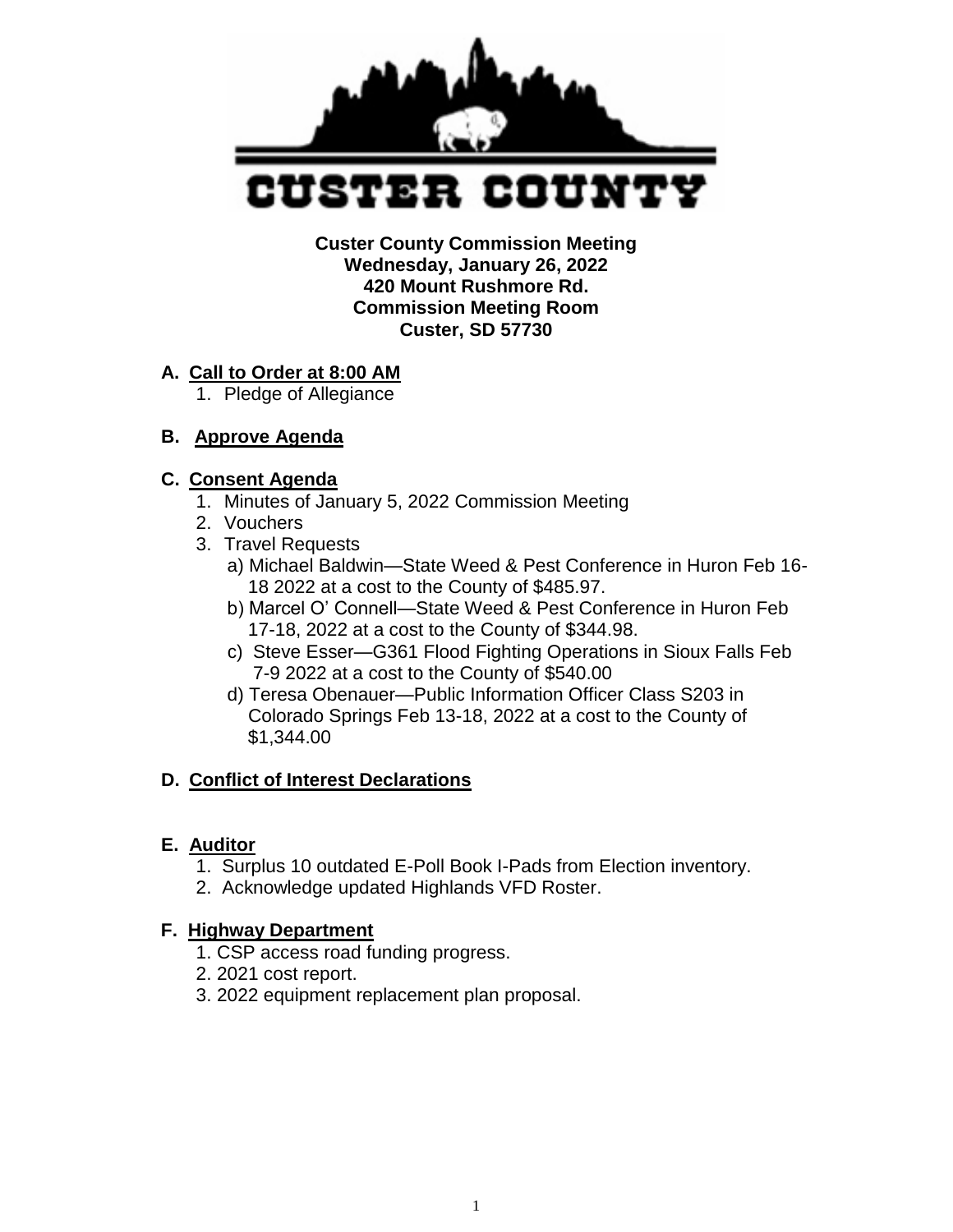# CUSTER COUNTY

**Custer County Commission Meeting**
**Wednesday, January 26, 2022**
**420 Mount Rushmore Rd.**
**Commission Meeting Room**
**Custer, SD 57730**

## A. Call to Order at 8:00 AM

1. Pledge of Allegiance

## B. Approve Agenda

## C. Consent Agenda

1. Minutes of January 5, 2022 Commission Meeting
2. Vouchers
3. Travel Requests
   a) Michael Baldwin—State Weed & Pest Conference in Huron Feb 16-18 2022 at a cost to the County of $485.97.
   b) Marcel O' Connell—State Weed & Pest Conference in Huron Feb 17-18, 2022 at a cost to the County of $344.98.
   c) Steve Esser—G361 Flood Fighting Operations in Sioux Falls Feb 7-9 2022 at a cost to the County of $540.00
   d) Teresa Obenauer—Public Information Officer Class S203 in Colorado Springs Feb 13-18, 2022 at a cost to the County of $1,344.00

## D. Conflict of Interest Declarations

## E. Auditor

1. Surplus 10 outdated E-Poll Book I-Pads from Election inventory.
2. Acknowledge updated Highlands VFD Roster.

## F. Highway Department

1. CSP access road funding progress.
2. 2021 cost report.
3. 2022 equipment replacement plan proposal.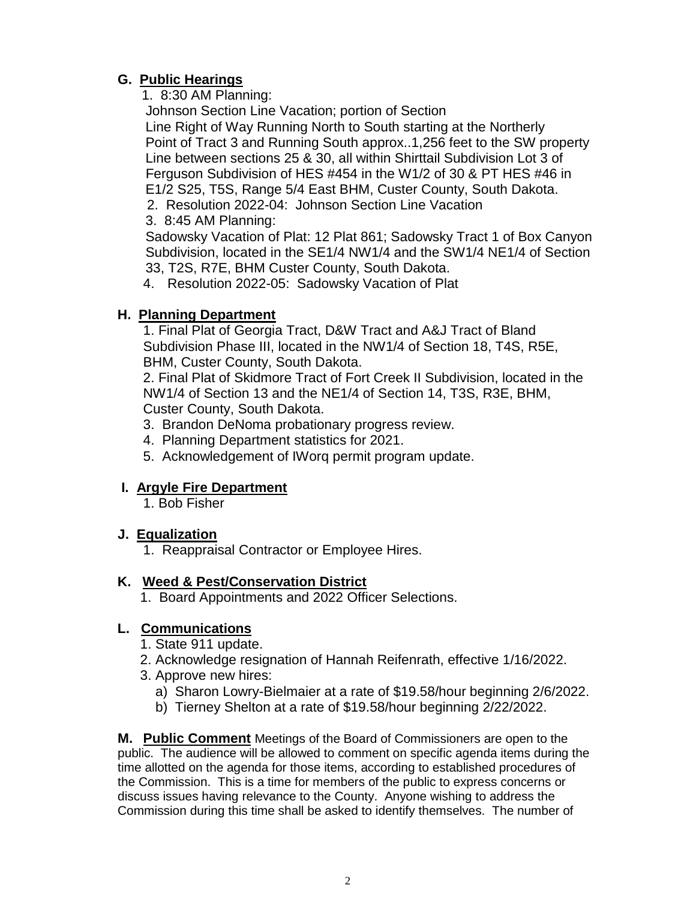## G. Public Hearings

1. 8:30 AM Planning:
   Johnson Section Line Vacation; portion of Section Line Right of Way Running North to South starting at the Northerly Point of Tract 3 and Running South approx..1,256 feet to the SW property Line between sections 25 & 30, all within Shirttail Subdivision Lot 3 of Ferguson Subdivision of HES #454 in the W1/2 of 30 & PT HES #46 in E1/2 S25, T5S, Range 5/4 East BHM, Custer County, South Dakota.
2. Resolution 2022-04: Johnson Section Line Vacation
3. 8:45 AM Planning:
   Sadowsky Vacation of Plat: 12 Plat 861; Sadowsky Tract 1 of Box Canyon Subdivision, located in the SE1/4 NW1/4 and the SW1/4 NE1/4 of Section 33, T2S, R7E, BHM Custer County, South Dakota.
4. Resolution 2022-05: Sadowsky Vacation of Plat

## H. Planning Department

1. Final Plat of Georgia Tract, D&W Tract and A&J Tract of Bland Subdivision Phase III, located in the NW1/4 of Section 18, T4S, R5E, BHM, Custer County, South Dakota.
2. Final Plat of Skidmore Tract of Fort Creek II Subdivision, located in the NW1/4 of Section 13 and the NE1/4 of Section 14, T3S, R3E, BHM, Custer County, South Dakota.
3. Brandon DeNoma probationary progress review.
4. Planning Department statistics for 2021.
5. Acknowledgement of IWorq permit program update.

## I. Argyle Fire Department

1. Bob Fisher

## J. Equalization

1. Reappraisal Contractor or Employee Hires.

## K. Weed & Pest/Conservation District

1. Board Appointments and 2022 Officer Selections.

## L. Communications

1. State 911 update.
2. Acknowledge resignation of Hannah Reifenrath, effective 1/16/2022.
3. Approve new hires:
   a) Sharon Lowry-Bielmaier at a rate of $19.58/hour beginning 2/6/2022.
   b) Tierney Shelton at a rate of $19.58/hour beginning 2/22/2022.

**M. Public Comment** Meetings of the Board of Commissioners are open to the public. The audience will be allowed to comment on specific agenda items during the time allotted on the agenda for those items, according to established procedures of the Commission. This is a time for members of the public to express concerns or discuss issues having relevance to the County. Anyone wishing to address the Commission during this time shall be asked to identify themselves. The number of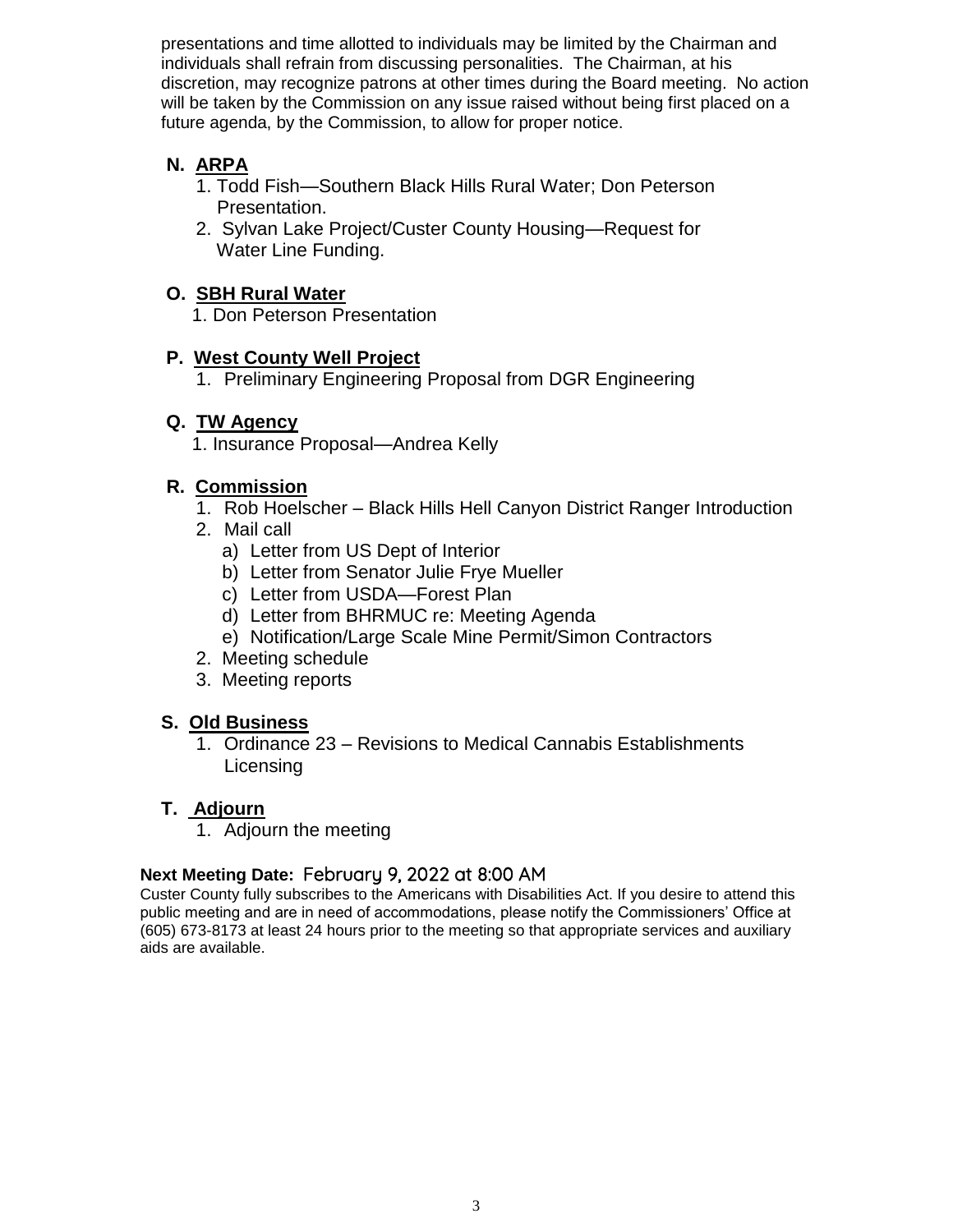presentations and time allotted to individuals may be limited by the Chairman and individuals shall refrain from discussing personalities. The Chairman, at his discretion, may recognize patrons at other times during the Board meeting. No action will be taken by the Commission on any issue raised without being first placed on a future agenda, by the Commission, to allow for proper notice.

**N. ARPA**

1. Todd Fish—Southern Black Hills Rural Water; Don Peterson Presentation.
2. Sylvan Lake Project/Custer County Housing—Request for Water Line Funding.

**O. SBH Rural Water**

1. Don Peterson Presentation

**P. West County Well Project**

1. Preliminary Engineering Proposal from DGR Engineering

**Q. TW Agency**

1. Insurance Proposal—Andrea Kelly

**R. Commission**

1. Rob Hoelscher – Black Hills Hell Canyon District Ranger Introduction
2. Mail call
   a) Letter from US Dept of Interior
   b) Letter from Senator Julie Frye Mueller
   c) Letter from USDA—Forest Plan
   d) Letter from BHRMUC re: Meeting Agenda
   e) Notification/Large Scale Mine Permit/Simon Contractors
2. Meeting schedule
3. Meeting reports

**S. Old Business**

1. Ordinance 23 – Revisions to Medical Cannabis Establishments Licensing

**T. Adjourn**

1. Adjourn the meeting

**Next Meeting Date:** February 9, 2022 at 8:00 AM

Custer County fully subscribes to the Americans with Disabilities Act. If you desire to attend this public meeting and are in need of accommodations, please notify the Commissioners' Office at (605) 673-8173 at least 24 hours prior to the meeting so that appropriate services and auxiliary aids are available.